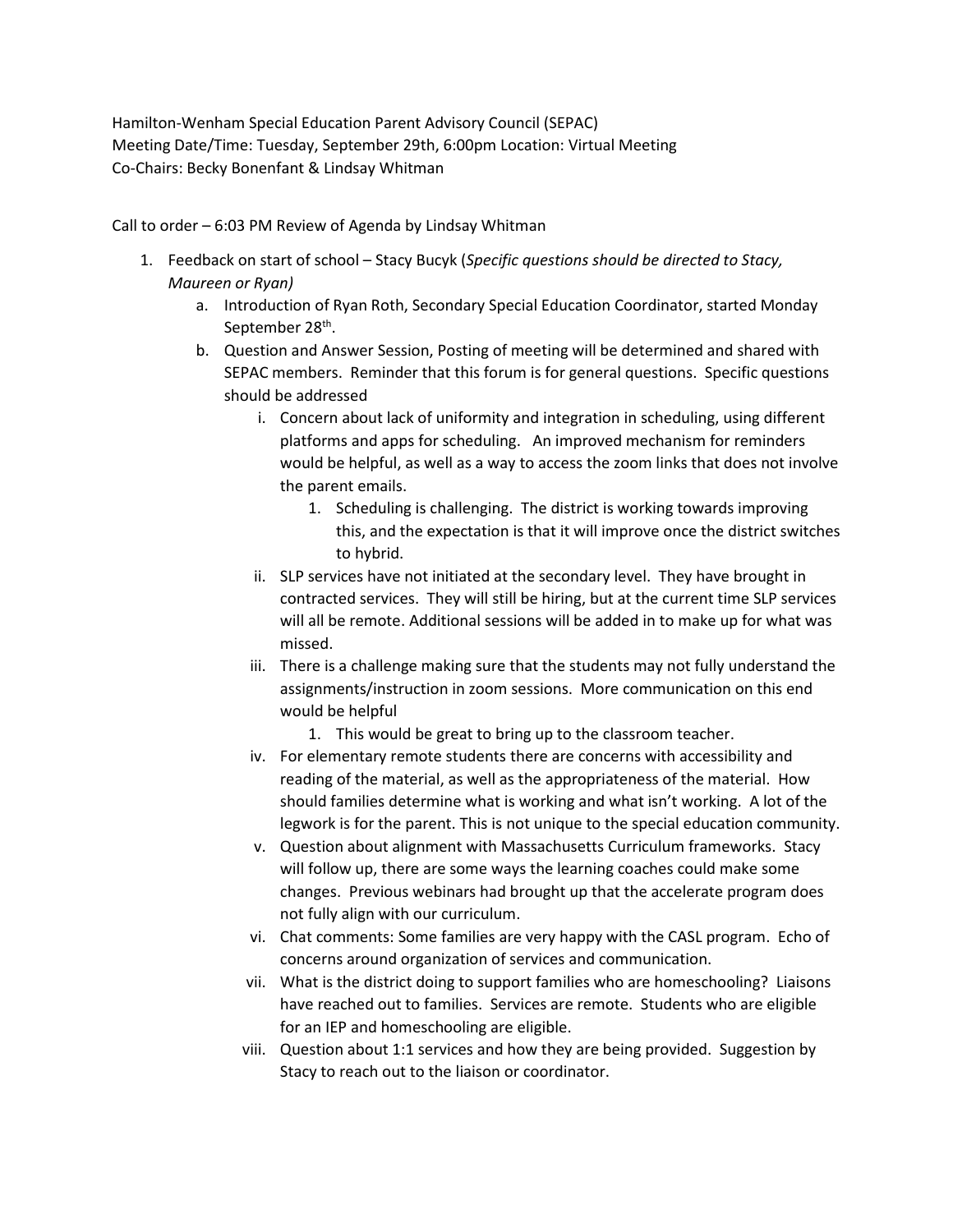Hamilton-Wenham Special Education Parent Advisory Council (SEPAC)
Meeting Date/Time: Tuesday, September 29th, 6:00pm Location: Virtual Meeting
Co-Chairs: Becky Bonenfant & Lindsay Whitman

Call to order – 6:03 PM Review of Agenda by Lindsay Whitman

1. Feedback on start of school – Stacy Bucyk (*Specific questions should be directed to Stacy, Maureen or Ryan)*
   a. Introduction of Ryan Roth, Secondary Special Education Coordinator, started Monday September 28th.
   b. Question and Answer Session, Posting of meeting will be determined and shared with SEPAC members. Reminder that this forum is for general questions. Specific questions should be addressed
      i. Concern about lack of uniformity and integration in scheduling, using different platforms and apps for scheduling. An improved mechanism for reminders would be helpful, as well as a way to access the zoom links that does not involve the parent emails.
         1. Scheduling is challenging. The district is working towards improving this, and the expectation is that it will improve once the district switches to hybrid.
      ii. SLP services have not initiated at the secondary level. They have brought in contracted services. They will still be hiring, but at the current time SLP services will all be remote. Additional sessions will be added in to make up for what was missed.
      iii. There is a challenge making sure that the students may not fully understand the assignments/instruction in zoom sessions. More communication on this end would be helpful
         1. This would be great to bring up to the classroom teacher.
      iv. For elementary remote students there are concerns with accessibility and reading of the material, as well as the appropriateness of the material. How should families determine what is working and what isn't working. A lot of the legwork is for the parent. This is not unique to the special education community.
      v. Question about alignment with Massachusetts Curriculum frameworks. Stacy will follow up, there are some ways the learning coaches could make some changes. Previous webinars had brought up that the accelerate program does not fully align with our curriculum.
      vi. Chat comments: Some families are very happy with the CASL program. Echo of concerns around organization of services and communication.
      vii. What is the district doing to support families who are homeschooling? Liaisons have reached out to families. Services are remote. Students who are eligible for an IEP and homeschooling are eligible.
      viii. Question about 1:1 services and how they are being provided. Suggestion by Stacy to reach out to the liaison or coordinator.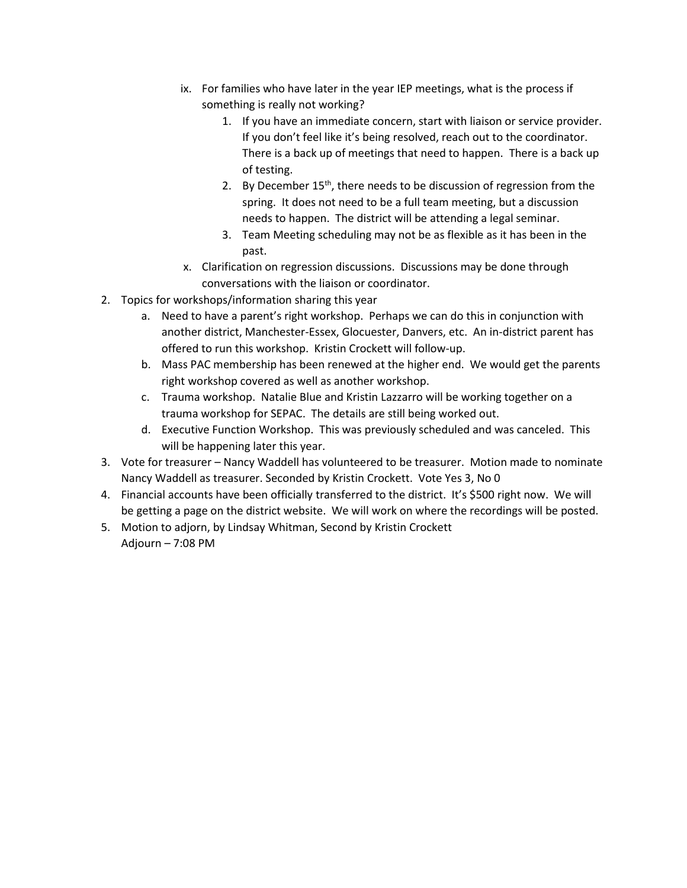ix. For families who have later in the year IEP meetings, what is the process if something is really not working?

1. If you have an immediate concern, start with liaison or service provider. If you don't feel like it's being resolved, reach out to the coordinator. There is a back up of meetings that need to happen. There is a back up of testing.
2. By December 15th, there needs to be discussion of regression from the spring. It does not need to be a full team meeting, but a discussion needs to happen. The district will be attending a legal seminar.
3. Team Meeting scheduling may not be as flexible as it has been in the past.

x. Clarification on regression discussions. Discussions may be done through conversations with the liaison or coordinator.

2. Topics for workshops/information sharing this year
   a. Need to have a parent's right workshop. Perhaps we can do this in conjunction with another district, Manchester-Essex, Glocuester, Danvers, etc. An in-district parent has offered to run this workshop. Kristin Crockett will follow-up.
   b. Mass PAC membership has been renewed at the higher end. We would get the parents right workshop covered as well as another workshop.
   c. Trauma workshop. Natalie Blue and Kristin Lazzarro will be working together on a trauma workshop for SEPAC. The details are still being worked out.
   d. Executive Function Workshop. This was previously scheduled and was canceled. This will be happening later this year.
3. Vote for treasurer – Nancy Waddell has volunteered to be treasurer. Motion made to nominate Nancy Waddell as treasurer. Seconded by Kristin Crockett. Vote Yes 3, No 0
4. Financial accounts have been officially transferred to the district. It's $500 right now. We will be getting a page on the district website. We will work on where the recordings will be posted.
5. Motion to adjorn, by Lindsay Whitman, Second by Kristin Crockett
   Adjourn – 7:08 PM